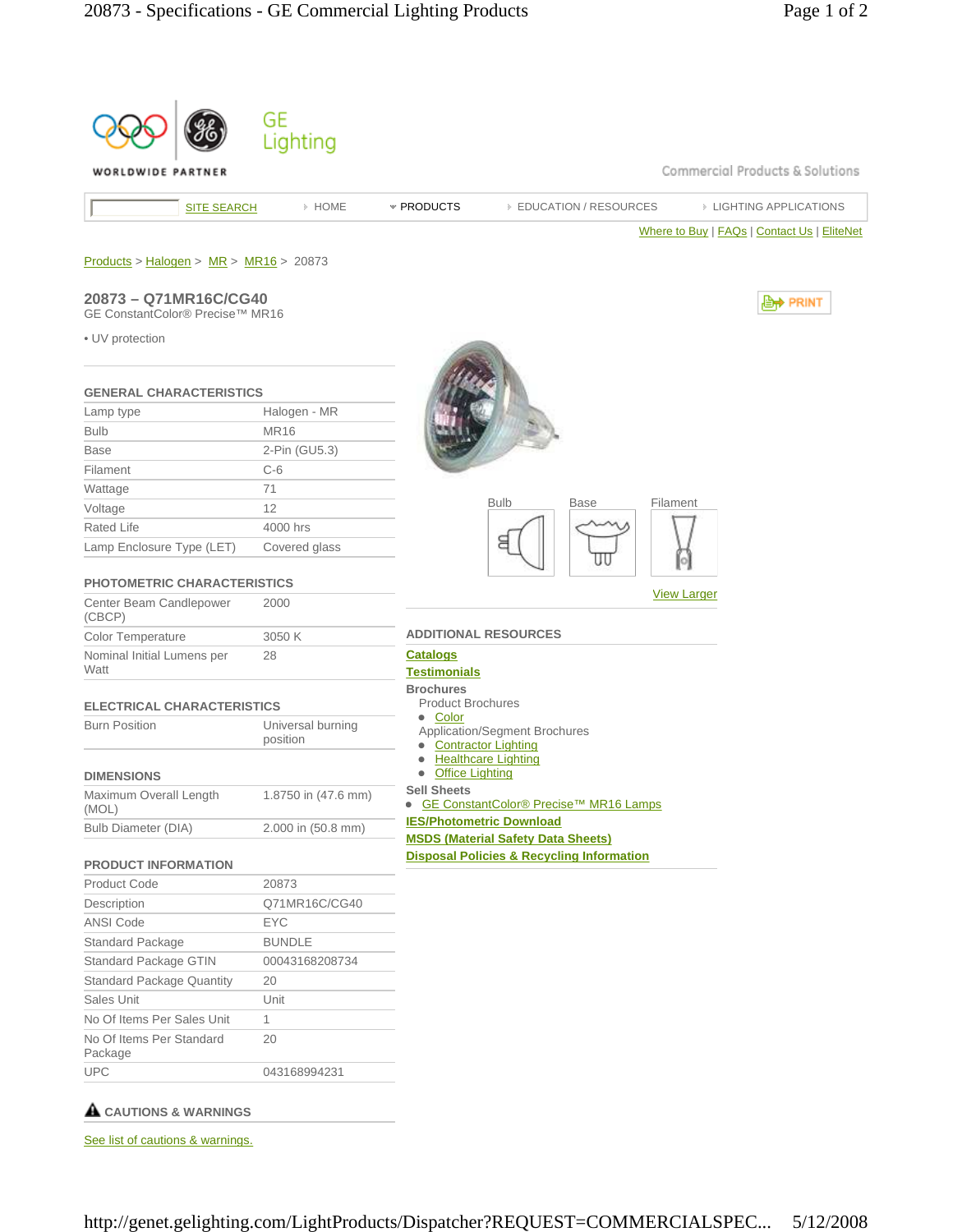GE Lighting

WORLDWIDE PARTNER

Commercial Products & Solutions

SITE SEARCH | HOME | PRODUCTS | EDUCATION / RESOURCES | LIGHTING APPLICATIONS

Where to Buy | FAQs | Contact Us | EliteNet

Products > Halogen > MR > MR16 > 20873

## 20873 – Q71MR16C/CG40

GE ConstantColor® Precise™ MR16

PRINT

- UV protection

### GENERAL CHARACTERISTICS

| | |
|---|---|
| Lamp type | Halogen - MR |
| Bulb | MR16 |
| Base | 2-Pin (GU5.3) |
| Filament | C-6 |
| Wattage | 71 |
| Voltage | 12 |
| Rated Life | 4000 hrs |
| Lamp Enclosure Type (LET) | Covered glass |

### PHOTOMETRIC CHARACTERISTICS

| | |
|---|---|
| Center Beam Candlepower (CBCP) | 2000 |
| Color Temperature | 3050 K |
| Nominal Initial Lumens per Watt | 28 |

### ELECTRICAL CHARACTERISTICS

| | |
|---|---|
| Burn Position | Universal burning position |

### DIMENSIONS

| | |
|---|---|
| Maximum Overall Length (MOL) | 1.8750 in (47.6 mm) |
| Bulb Diameter (DIA) | 2.000 in (50.8 mm) |

### PRODUCT INFORMATION

| | |
|---|---|
| Product Code | 20873 |
| Description | Q71MR16C/CG40 |
| ANSI Code | EYC |
| Standard Package | BUNDLE |
| Standard Package GTIN | 00043168208734 |
| Standard Package Quantity | 20 |
| Sales Unit | Unit |
| No Of Items Per Sales Unit | 1 |
| No Of Items Per Standard Package | 20 |
| UPC | 043168994231 |

### CAUTIONS & WARNINGS

See list of cautions & warnings.

Bulb | Base | Filament

View Larger

### ADDITIONAL RESOURCES

**Catalogs**

**Testimonials**

**Brochures**

Product Brochures

- Color

Application/Segment Brochures

- Contractor Lighting
- Healthcare Lighting
- Office Lighting

**Sell Sheets**

- GE ConstantColor® Precise™ MR16 Lamps

**IES/Photometric Download**

**MSDS (Material Safety Data Sheets)**

**Disposal Policies & Recycling Information**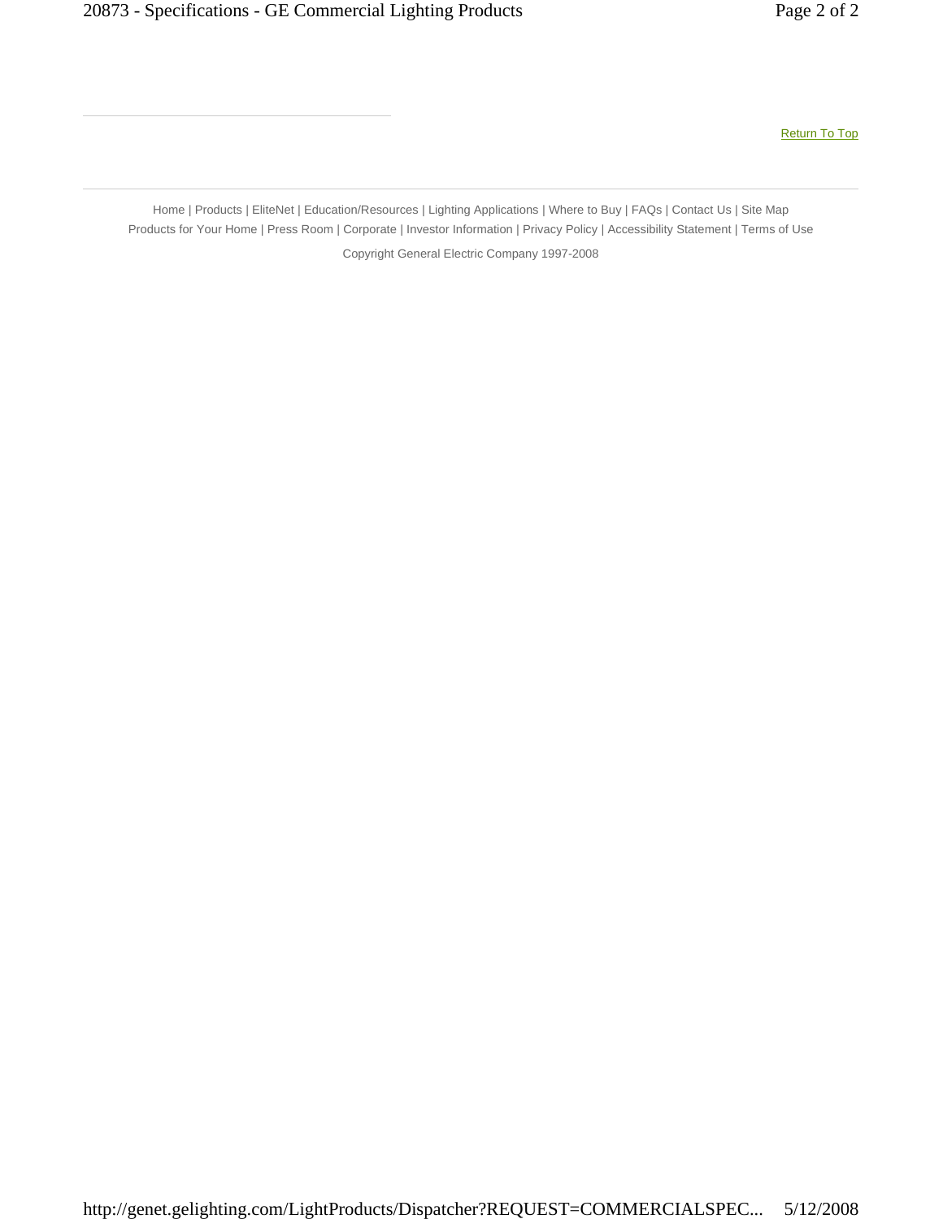Return To Top

---

Home | Products | EliteNet | Education/Resources | Lighting Applications | Where to Buy | FAQs | Contact Us | Site Map
Products for Your Home | Press Room | Corporate | Investor Information | Privacy Policy | Accessibility Statement | Terms of Use

Copyright General Electric Company 1997-2008